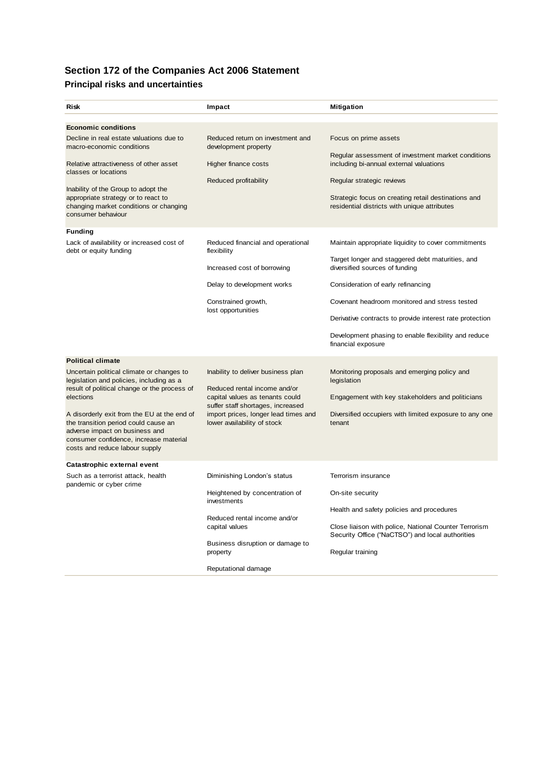## Section 172 of the Companies Act 2006 Statement

### Principal risks and uncertainties

| Risk | Impact | Mitigation |
|---|---|---|
| **Economic conditions** | | |
| Decline in real estate valuations due to macro-economic conditions<br><br>Relative attractiveness of other asset classes or locations<br><br>Inability of the Group to adopt the appropriate strategy or to react to changing market conditions or changing consumer behaviour | Reduced return on investment and development property<br><br>Higher finance costs<br><br>Reduced profitability | Focus on prime assets<br><br>Regular assessment of investment market conditions including bi-annual external valuations<br><br>Regular strategic reviews<br><br>Strategic focus on creating retail destinations and residential districts with unique attributes |
| **Funding** | | |
| Lack of availability or increased cost of debt or equity funding | Reduced financial and operational flexibility<br><br>Increased cost of borrowing<br><br>Delay to development works<br><br>Constrained growth, lost opportunities | Maintain appropriate liquidity to cover commitments<br><br>Target longer and staggered debt maturities, and diversified sources of funding<br><br>Consideration of early refinancing<br><br>Covenant headroom monitored and stress tested<br><br>Derivative contracts to provide interest rate protection<br><br>Development phasing to enable flexibility and reduce financial exposure |
| **Political climate** | | |
| Uncertain political climate or changes to legislation and policies, including as a result of political change or the process of elections<br><br>A disorderly exit from the EU at the end of the transition period could cause an adverse impact on business and consumer confidence, increase material costs and reduce labour supply | Inability to deliver business plan<br><br>Reduced rental income and/or capital values as tenants could suffer staff shortages, increased import prices, longer lead times and lower availability of stock | Monitoring proposals and emerging policy and legislation<br><br>Engagement with key stakeholders and politicians<br><br>Diversified occupiers with limited exposure to any one tenant |
| **Catastrophic external event** | | |
| Such as a terrorist attack, health pandemic or cyber crime | Diminishing London's status<br><br>Heightened by concentration of investments<br><br>Reduced rental income and/or capital values<br><br>Business disruption or damage to property<br><br>Reputational damage | Terrorism insurance<br><br>On-site security<br><br>Health and safety policies and procedures<br><br>Close liaison with police, National Counter Terrorism Security Office ("NaCTSO") and local authorities<br><br>Regular training |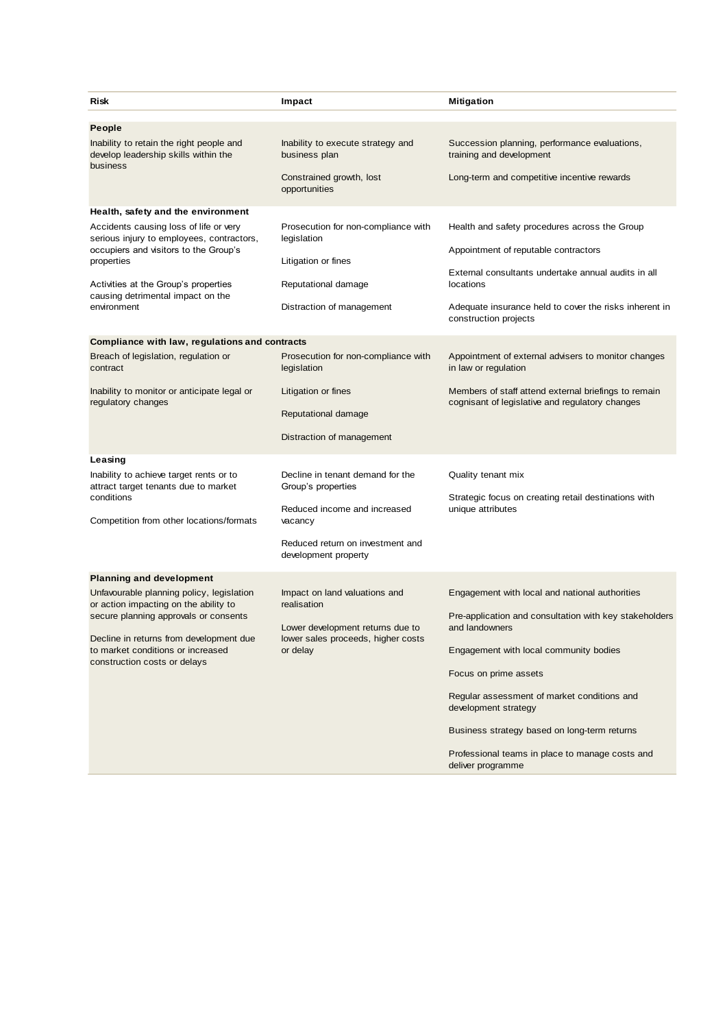| Risk | Impact | Mitigation |
|---|---|---|
| **People** | | |
| Inability to retain the right people and develop leadership skills within the business | Inability to execute strategy and business plan | Succession planning, performance evaluations, training and development |
| | Constrained growth, lost opportunities | Long-term and competitive incentive rewards |
| **Health, safety and the environment** | | |
| Accidents causing loss of life or very serious injury to employees, contractors, occupiers and visitors to the Group's properties | Prosecution for non-compliance with legislation | Health and safety procedures across the Group |
| | Litigation or fines | Appointment of reputable contractors |
| Activities at the Group's properties causing detrimental impact on the environment | Reputational damage | External consultants undertake annual audits in all locations |
| | Distraction of management | Adequate insurance held to cover the risks inherent in construction projects |
| **Compliance with law, regulations and contracts** | | |
| Breach of legislation, regulation or contract | Prosecution for non-compliance with legislation | Appointment of external advisers to monitor changes in law or regulation |
| Inability to monitor or anticipate legal or regulatory changes | Litigation or fines | Members of staff attend external briefings to remain cognisant of legislative and regulatory changes |
| | Reputational damage | |
| | Distraction of management | |
| **Leasing** | | |
| Inability to achieve target rents or to attract target tenants due to market conditions | Decline in tenant demand for the Group's properties | Quality tenant mix |
| Competition from other locations/formats | Reduced income and increased vacancy | Strategic focus on creating retail destinations with unique attributes |
| | Reduced return on investment and development property | |
| **Planning and development** | | |
| Unfavourable planning policy, legislation or action impacting on the ability to secure planning approvals or consents | Impact on land valuations and realisation | Engagement with local and national authorities |
| Decline in returns from development due to market conditions or increased construction costs or delays | Lower development returns due to lower sales proceeds, higher costs or delay | Pre-application and consultation with key stakeholders and landowners |
| | | Engagement with local community bodies |
| | | Focus on prime assets |
| | | Regular assessment of market conditions and development strategy |
| | | Business strategy based on long-term returns |
| | | Professional teams in place to manage costs and deliver programme |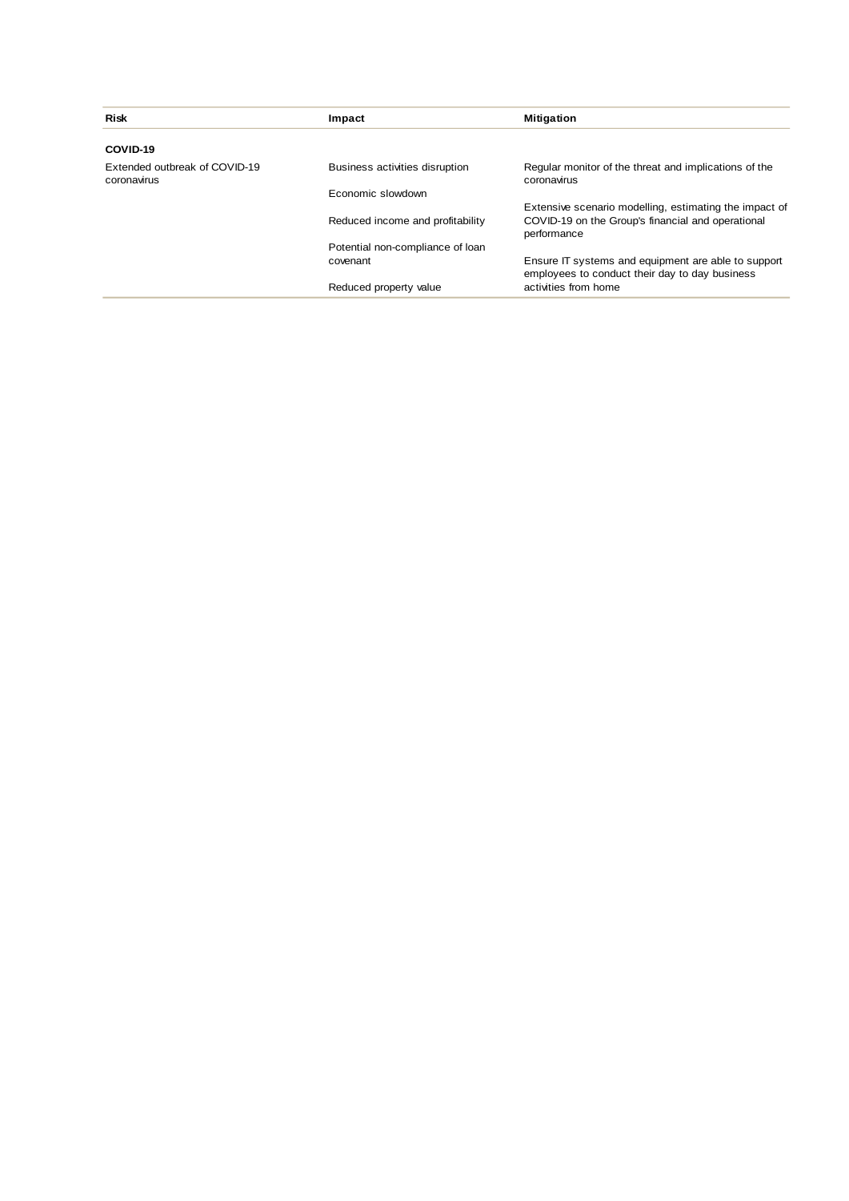| Risk | Impact | Mitigation |
| --- | --- | --- |
| **COVID-19** | | |
| Extended outbreak of COVID-19 coronavirus | Business activities disruption<br><br>Economic slowdown<br><br>Reduced income and profitability<br><br>Potential non-compliance of loan covenant<br><br>Reduced property value | Regular monitor of the threat and implications of the coronavirus<br><br>Extensive scenario modelling, estimating the impact of COVID-19 on the Group's financial and operational performance<br><br>Ensure IT systems and equipment are able to support employees to conduct their day to day business activities from home |